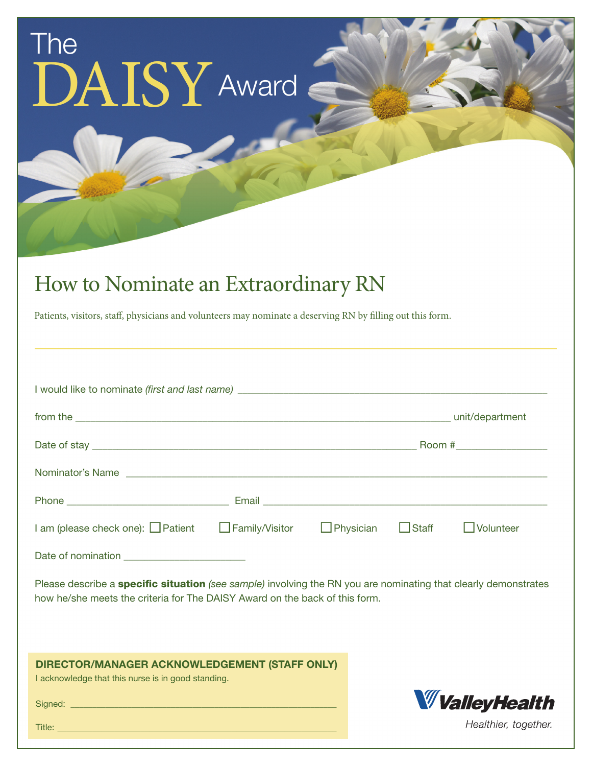# The DAISY Award

## How to Nominate an Extraordinary RN

Patients, visitors, staff, physicians and volunteers may nominate a deserving RN by filling out this form.

---

I would like to nominate *(first and last name)* ___________________________________________

from the ___________________________________________ unit/department

Date of stay ___________________________________________ Room #_______________

Nominator's Name ___________________________________________

Phone ___________________________ Email ___________________________________________

I am (please check one): ☐ Patient ☐ Family/Visitor ☐ Physician ☐ Staff ☐ Volunteer

Date of nomination ______________________

Please describe a **specific situation** *(see sample)* involving the RN you are nominating that clearly demonstrates how he/she meets the criteria for The DAISY Award on the back of this form.

**DIRECTOR/MANAGER ACKNOWLEDGEMENT (STAFF ONLY)**

I acknowledge that this nurse is in good standing.

Signed: ___________________________________________

Title: ___________________________________________

ValleyHealth

*Healthier, together.*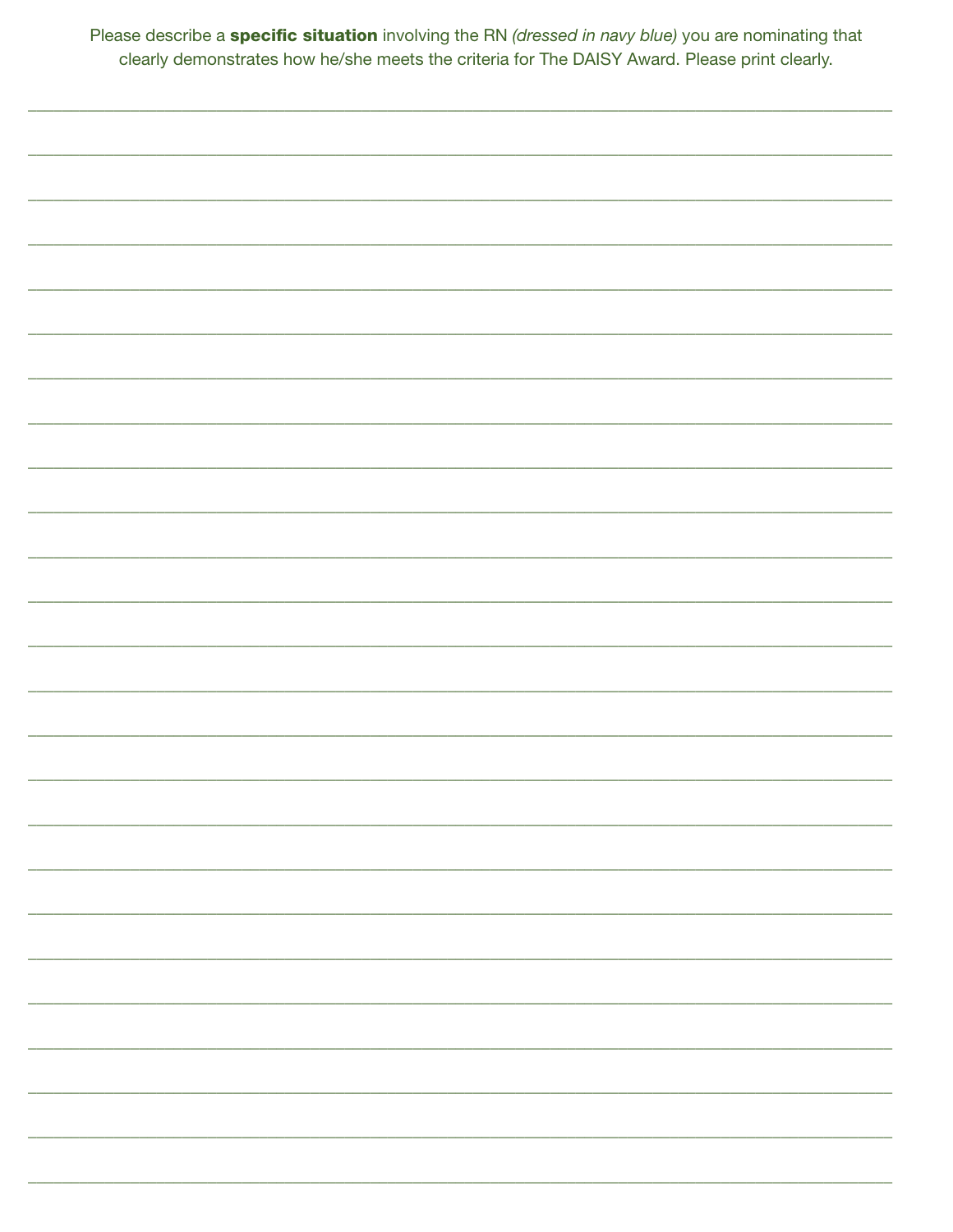Please describe a **specific situation** involving the RN *(dressed in navy blue)* you are nominating that clearly demonstrates how he/she meets the criteria for The DAISY Award. Please print clearly.

______________________________________________________________________________________

______________________________________________________________________________________

______________________________________________________________________________________

______________________________________________________________________________________

______________________________________________________________________________________

______________________________________________________________________________________

______________________________________________________________________________________

______________________________________________________________________________________

______________________________________________________________________________________

______________________________________________________________________________________

______________________________________________________________________________________

______________________________________________________________________________________

______________________________________________________________________________________

______________________________________________________________________________________

______________________________________________________________________________________

______________________________________________________________________________________

______________________________________________________________________________________

______________________________________________________________________________________

______________________________________________________________________________________

______________________________________________________________________________________

______________________________________________________________________________________

______________________________________________________________________________________

______________________________________________________________________________________

______________________________________________________________________________________

______________________________________________________________________________________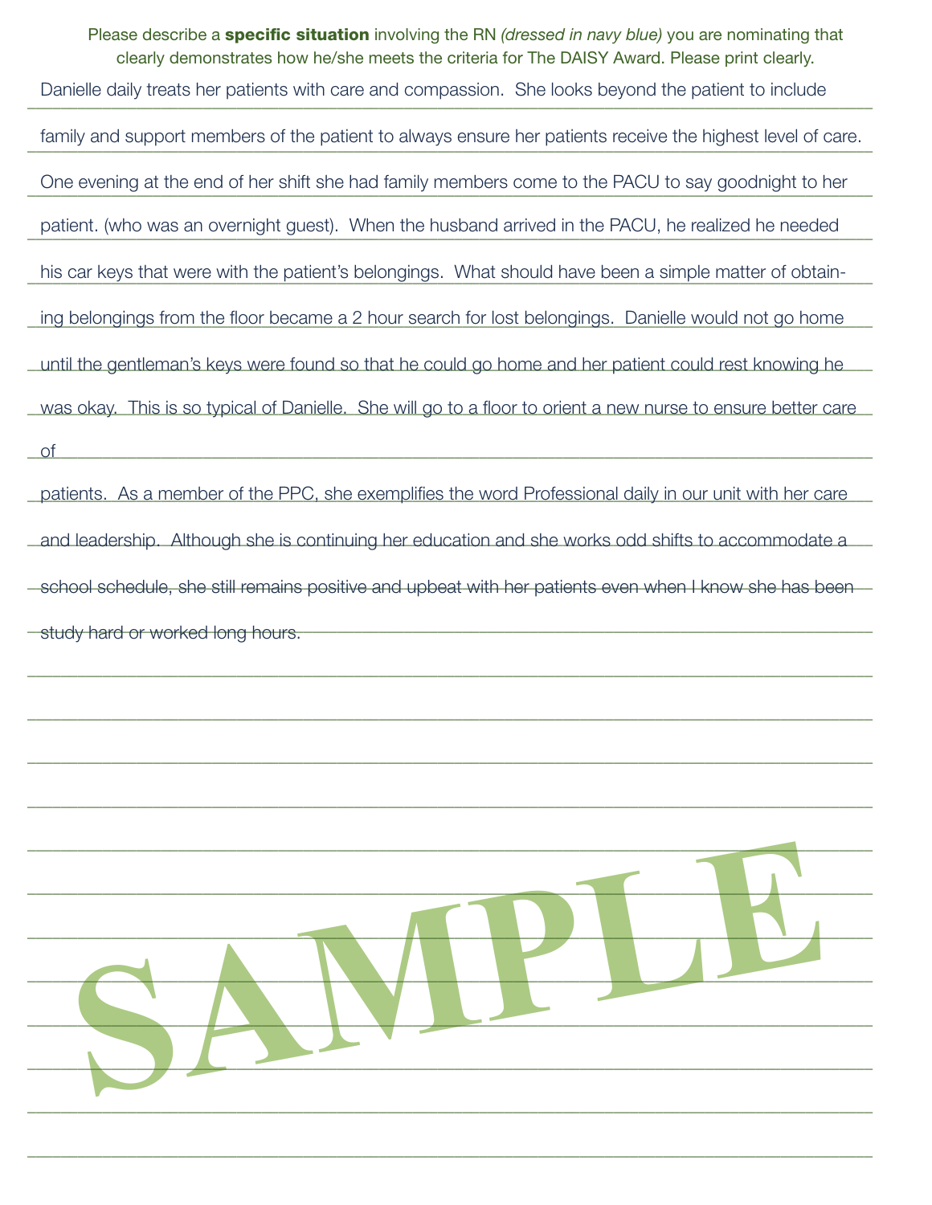Please describe a **specific situation** involving the RN *(dressed in navy blue)* you are nominating that clearly demonstrates how he/she meets the criteria for The DAISY Award. Please print clearly.

Danielle daily treats her patients with care and compassion. She looks beyond the patient to include family and support members of the patient to always ensure her patients receive the highest level of care. One evening at the end of her shift she had family members come to the PACU to say goodnight to her patient. (who was an overnight guest). When the husband arrived in the PACU, he realized he needed his car keys that were with the patient's belongings. What should have been a simple matter of obtaining belongings from the floor became a 2 hour search for lost belongings. Danielle would not go home until the gentleman's keys were found so that he could go home and her patient could rest knowing he was okay. This is so typical of Danielle. She will go to a floor to orient a new nurse to ensure better care of

patients. As a member of the PPC, she exemplifies the word Professional daily in our unit with her care and leadership. Although she is continuing her education and she works odd shifts to accommodate a school schedule, she still remains positive and upbeat with her patients even when I know she has been study hard or worked long hours.

SAMPLE